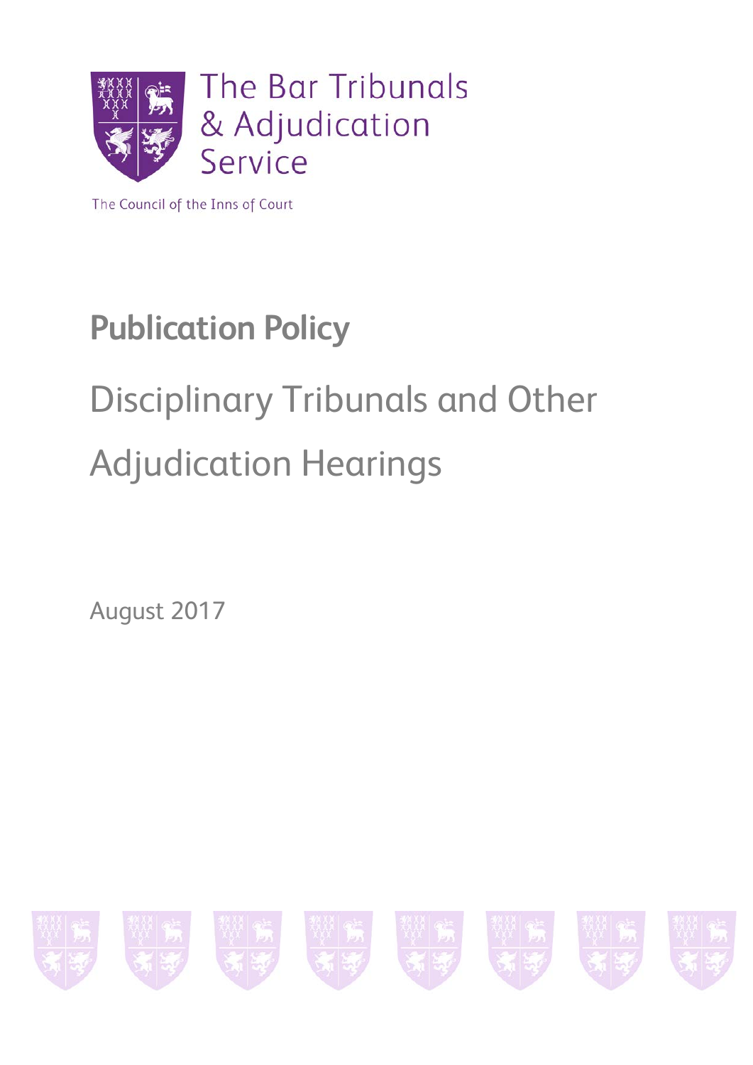The Bar Tribunals & Adjudication Service

The Council of the Inns of Court

# Publication Policy

## Disciplinary Tribunals and Other Adjudication Hearings

August 2017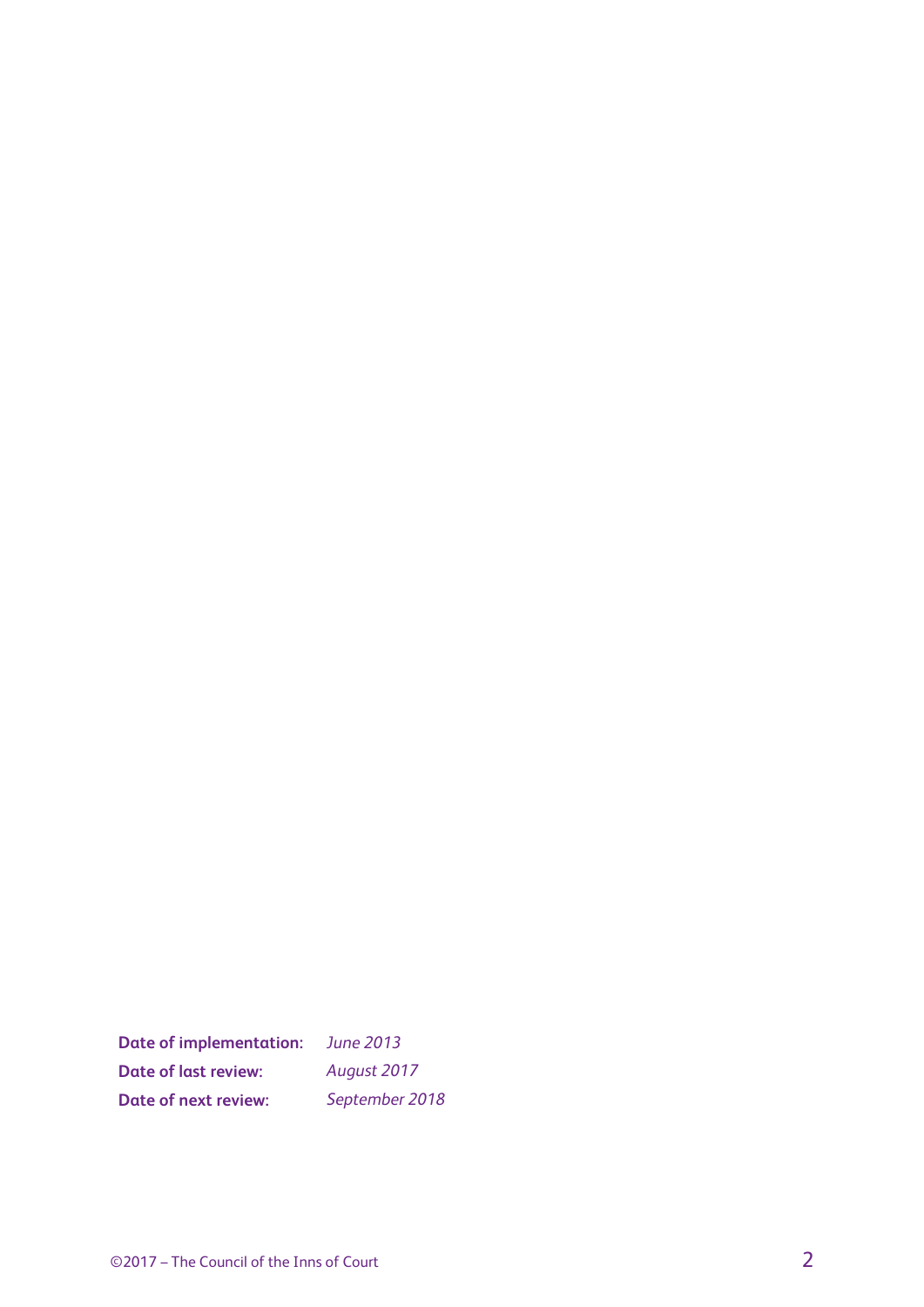| | |
|---|---|
| **Date of implementation:** | *June 2013* |
| **Date of last review:** | *August 2017* |
| **Date of next review:** | *September 2018* |

©2017 – The Council of the Inns of Court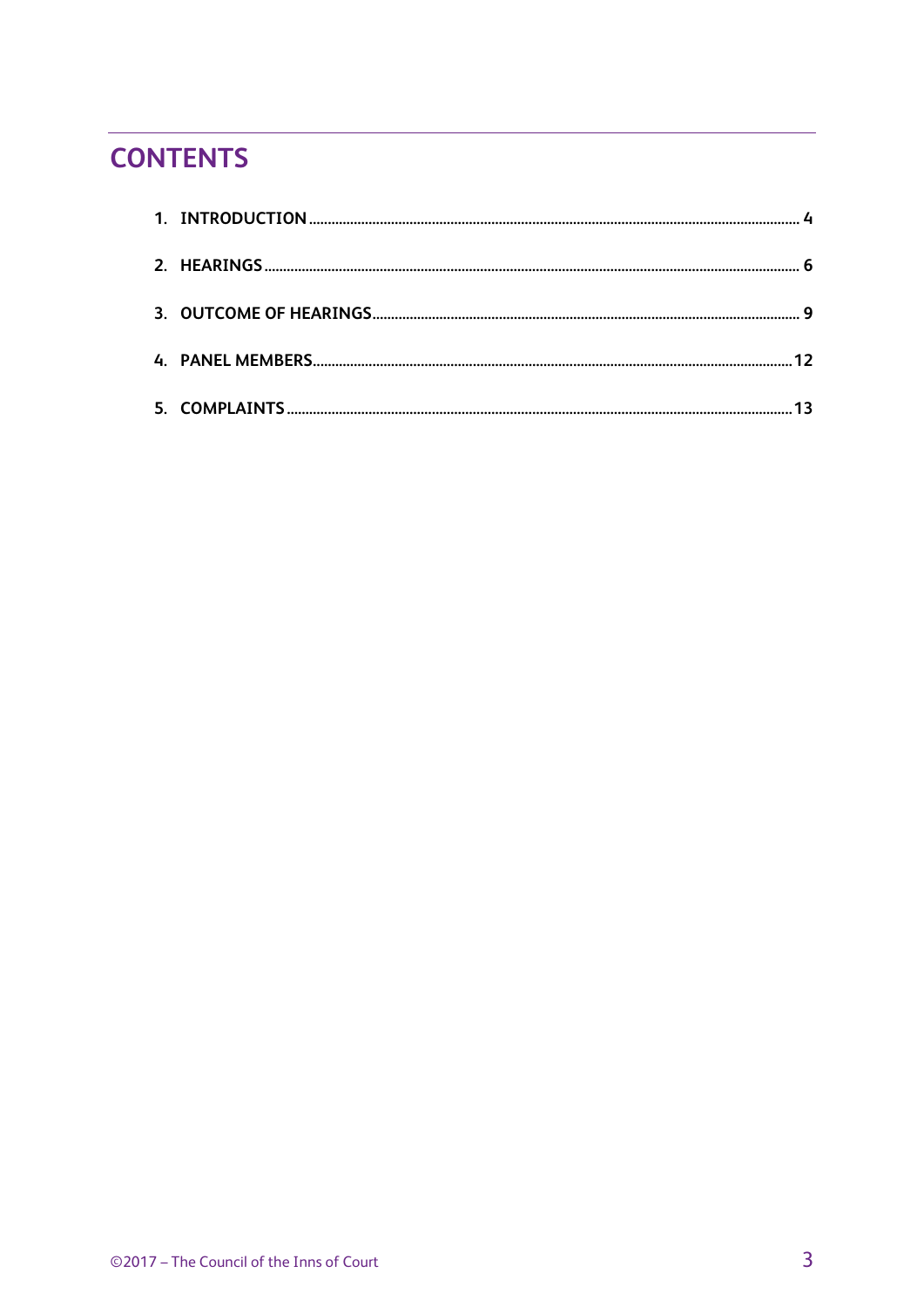# CONTENTS

1. INTRODUCTION .......... 4
2. HEARINGS .......... 6
3. OUTCOME OF HEARINGS .......... 9
4. PANEL MEMBERS .......... 12
5. COMPLAINTS .......... 13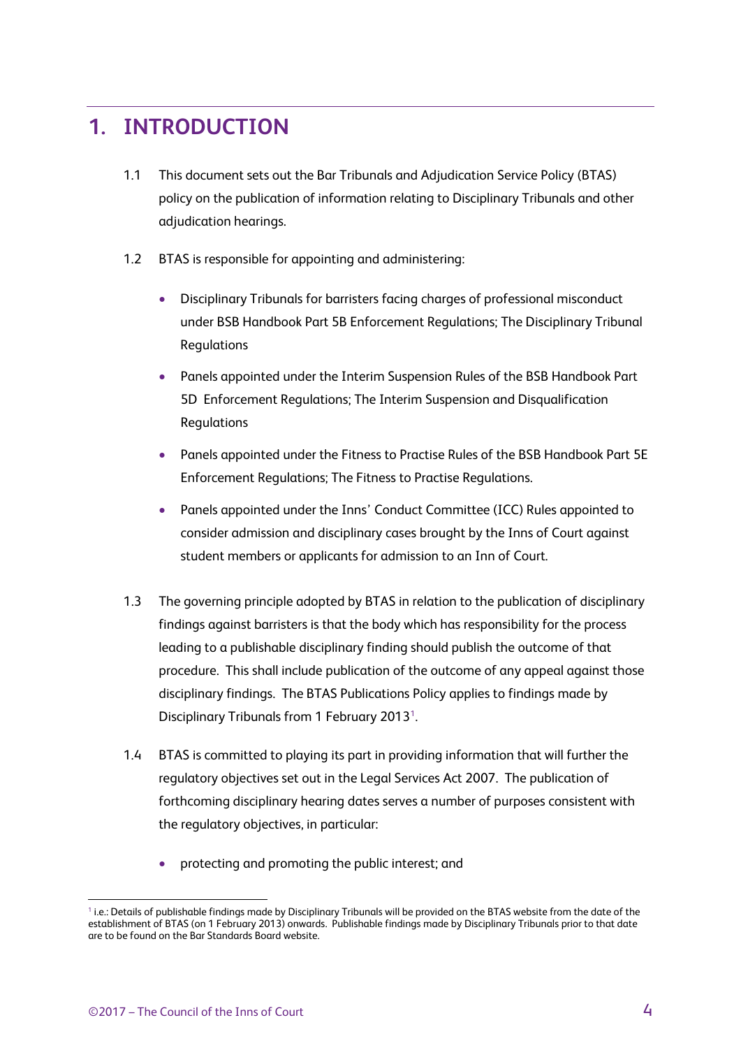# 1. INTRODUCTION

1.1 This document sets out the Bar Tribunals and Adjudication Service Policy (BTAS) policy on the publication of information relating to Disciplinary Tribunals and other adjudication hearings.

1.2 BTAS is responsible for appointing and administering:

- Disciplinary Tribunals for barristers facing charges of professional misconduct under BSB Handbook Part 5B Enforcement Regulations; The Disciplinary Tribunal Regulations
- Panels appointed under the Interim Suspension Rules of the BSB Handbook Part 5D Enforcement Regulations; The Interim Suspension and Disqualification Regulations
- Panels appointed under the Fitness to Practise Rules of the BSB Handbook Part 5E Enforcement Regulations; The Fitness to Practise Regulations.
- Panels appointed under the Inns' Conduct Committee (ICC) Rules appointed to consider admission and disciplinary cases brought by the Inns of Court against student members or applicants for admission to an Inn of Court.

1.3 The governing principle adopted by BTAS in relation to the publication of disciplinary findings against barristers is that the body which has responsibility for the process leading to a publishable disciplinary finding should publish the outcome of that procedure. This shall include publication of the outcome of any appeal against those disciplinary findings. The BTAS Publications Policy applies to findings made by Disciplinary Tribunals from 1 February 2013[1].

1.4 BTAS is committed to playing its part in providing information that will further the regulatory objectives set out in the Legal Services Act 2007. The publication of forthcoming disciplinary hearing dates serves a number of purposes consistent with the regulatory objectives, in particular:

- protecting and promoting the public interest; and

---

[1] i.e.: Details of publishable findings made by Disciplinary Tribunals will be provided on the BTAS website from the date of the establishment of BTAS (on 1 February 2013) onwards. Publishable findings made by Disciplinary Tribunals prior to that date are to be found on the Bar Standards Board website.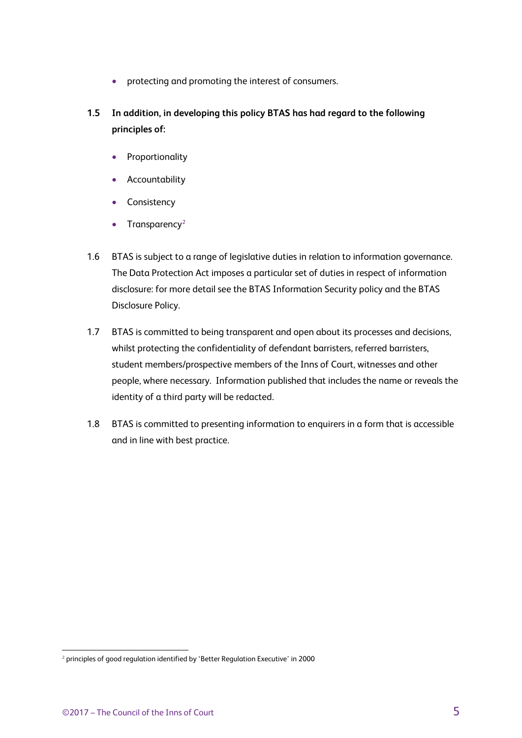- protecting and promoting the interest of consumers.

**1.5 In addition, in developing this policy BTAS has had regard to the following principles of:**

- Proportionality
- Accountability
- Consistency
- Transparency[2]

1.6 BTAS is subject to a range of legislative duties in relation to information governance. The Data Protection Act imposes a particular set of duties in respect of information disclosure: for more detail see the BTAS Information Security policy and the BTAS Disclosure Policy.

1.7 BTAS is committed to being transparent and open about its processes and decisions, whilst protecting the confidentiality of defendant barristers, referred barristers, student members/prospective members of the Inns of Court, witnesses and other people, where necessary. Information published that includes the name or reveals the identity of a third party will be redacted.

1.8 BTAS is committed to presenting information to enquirers in a form that is accessible and in line with best practice.

[2] principles of good regulation identified by 'Better Regulation Executive' in 2000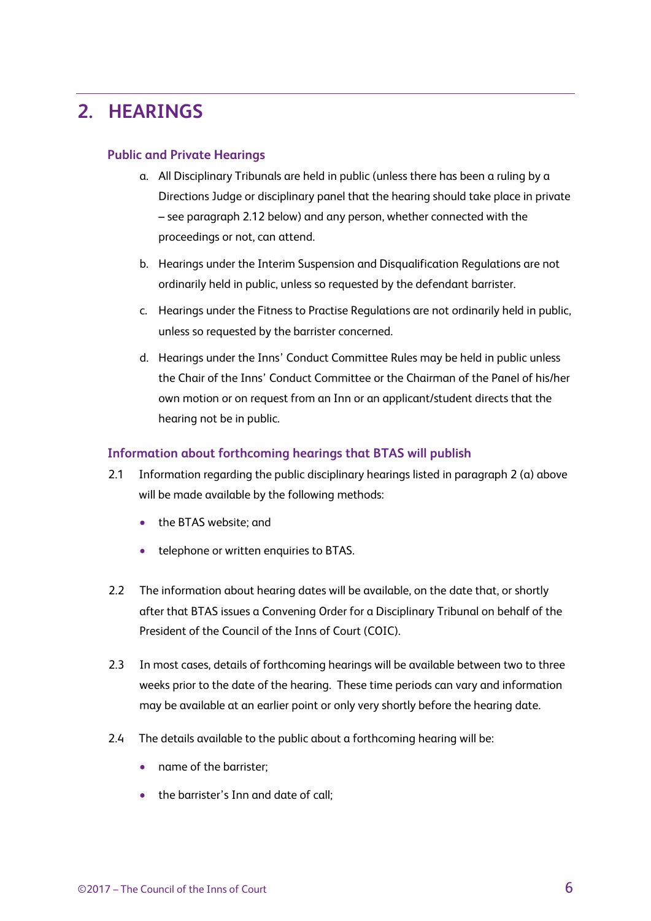## 2. HEARINGS

### Public and Private Hearings

a. All Disciplinary Tribunals are held in public (unless there has been a ruling by a Directions Judge or disciplinary panel that the hearing should take place in private – see paragraph 2.12 below) and any person, whether connected with the proceedings or not, can attend.

b. Hearings under the Interim Suspension and Disqualification Regulations are not ordinarily held in public, unless so requested by the defendant barrister.

c. Hearings under the Fitness to Practise Regulations are not ordinarily held in public, unless so requested by the barrister concerned.

d. Hearings under the Inns' Conduct Committee Rules may be held in public unless the Chair of the Inns' Conduct Committee or the Chairman of the Panel of his/her own motion or on request from an Inn or an applicant/student directs that the hearing not be in public.

### Information about forthcoming hearings that BTAS will publish

2.1 Information regarding the public disciplinary hearings listed in paragraph 2 (a) above will be made available by the following methods:

- the BTAS website; and
- telephone or written enquiries to BTAS.

2.2 The information about hearing dates will be available, on the date that, or shortly after that BTAS issues a Convening Order for a Disciplinary Tribunal on behalf of the President of the Council of the Inns of Court (COIC).

2.3 In most cases, details of forthcoming hearings will be available between two to three weeks prior to the date of the hearing. These time periods can vary and information may be available at an earlier point or only very shortly before the hearing date.

2.4 The details available to the public about a forthcoming hearing will be:

- name of the barrister;
- the barrister's Inn and date of call;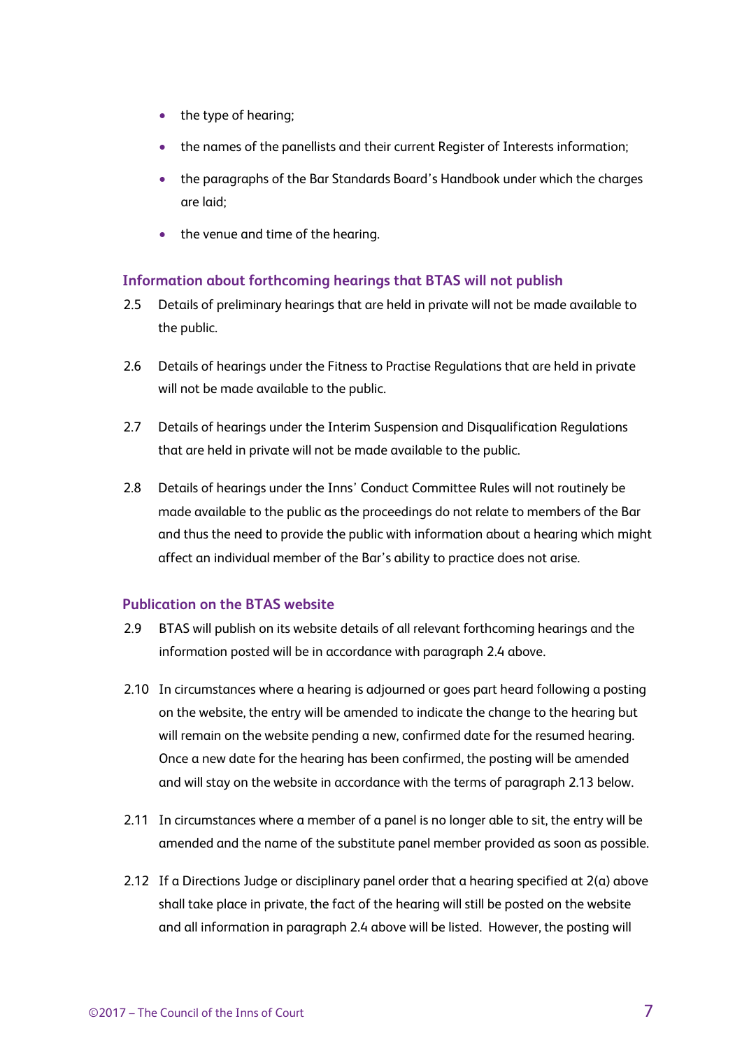- the type of hearing;
- the names of the panellists and their current Register of Interests information;
- the paragraphs of the Bar Standards Board's Handbook under which the charges are laid;
- the venue and time of the hearing.

### Information about forthcoming hearings that BTAS will not publish

2.5 Details of preliminary hearings that are held in private will not be made available to the public.

2.6 Details of hearings under the Fitness to Practise Regulations that are held in private will not be made available to the public.

2.7 Details of hearings under the Interim Suspension and Disqualification Regulations that are held in private will not be made available to the public.

2.8 Details of hearings under the Inns' Conduct Committee Rules will not routinely be made available to the public as the proceedings do not relate to members of the Bar and thus the need to provide the public with information about a hearing which might affect an individual member of the Bar's ability to practice does not arise.

### Publication on the BTAS website

2.9 BTAS will publish on its website details of all relevant forthcoming hearings and the information posted will be in accordance with paragraph 2.4 above.

2.10 In circumstances where a hearing is adjourned or goes part heard following a posting on the website, the entry will be amended to indicate the change to the hearing but will remain on the website pending a new, confirmed date for the resumed hearing. Once a new date for the hearing has been confirmed, the posting will be amended and will stay on the website in accordance with the terms of paragraph 2.13 below.

2.11 In circumstances where a member of a panel is no longer able to sit, the entry will be amended and the name of the substitute panel member provided as soon as possible.

2.12 If a Directions Judge or disciplinary panel order that a hearing specified at 2(a) above shall take place in private, the fact of the hearing will still be posted on the website and all information in paragraph 2.4 above will be listed. However, the posting will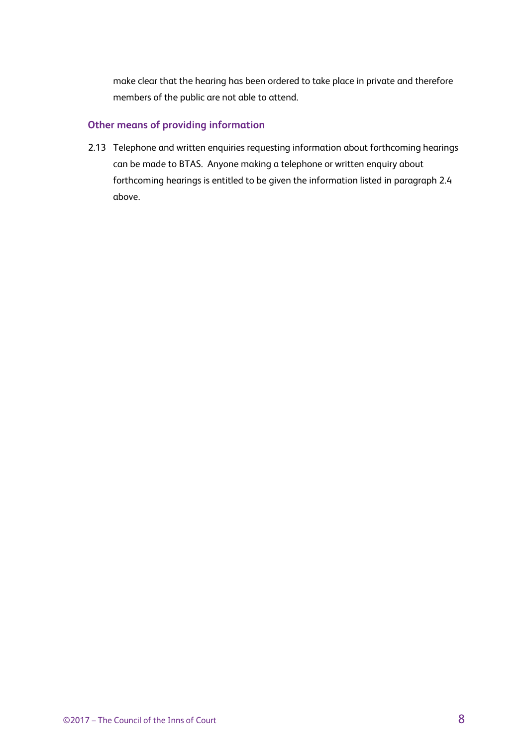make clear that the hearing has been ordered to take place in private and therefore members of the public are not able to attend.

### Other means of providing information

2.13 Telephone and written enquiries requesting information about forthcoming hearings can be made to BTAS. Anyone making a telephone or written enquiry about forthcoming hearings is entitled to be given the information listed in paragraph 2.4 above.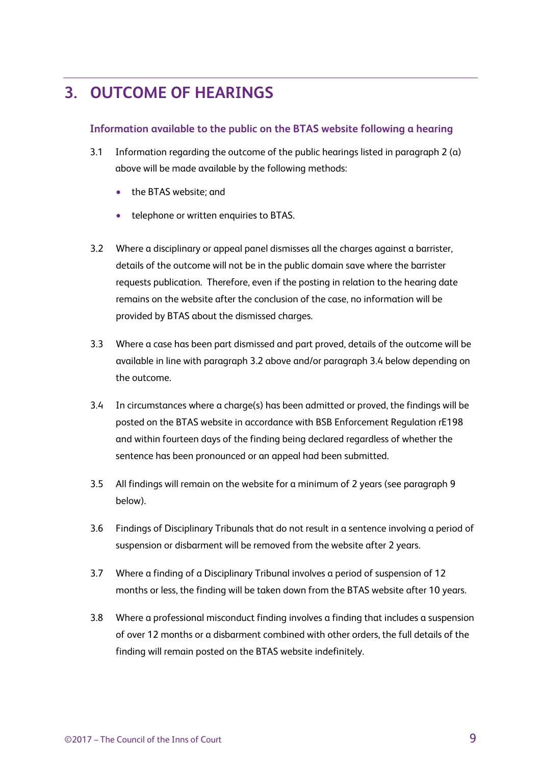## 3. OUTCOME OF HEARINGS

### Information available to the public on the BTAS website following a hearing

3.1 Information regarding the outcome of the public hearings listed in paragraph 2 (a) above will be made available by the following methods:

- the BTAS website; and
- telephone or written enquiries to BTAS.

3.2 Where a disciplinary or appeal panel dismisses all the charges against a barrister, details of the outcome will not be in the public domain save where the barrister requests publication. Therefore, even if the posting in relation to the hearing date remains on the website after the conclusion of the case, no information will be provided by BTAS about the dismissed charges.

3.3 Where a case has been part dismissed and part proved, details of the outcome will be available in line with paragraph 3.2 above and/or paragraph 3.4 below depending on the outcome.

3.4 In circumstances where a charge(s) has been admitted or proved, the findings will be posted on the BTAS website in accordance with BSB Enforcement Regulation rE198 and within fourteen days of the finding being declared regardless of whether the sentence has been pronounced or an appeal had been submitted.

3.5 All findings will remain on the website for a minimum of 2 years (see paragraph 9 below).

3.6 Findings of Disciplinary Tribunals that do not result in a sentence involving a period of suspension or disbarment will be removed from the website after 2 years.

3.7 Where a finding of a Disciplinary Tribunal involves a period of suspension of 12 months or less, the finding will be taken down from the BTAS website after 10 years.

3.8 Where a professional misconduct finding involves a finding that includes a suspension of over 12 months or a disbarment combined with other orders, the full details of the finding will remain posted on the BTAS website indefinitely.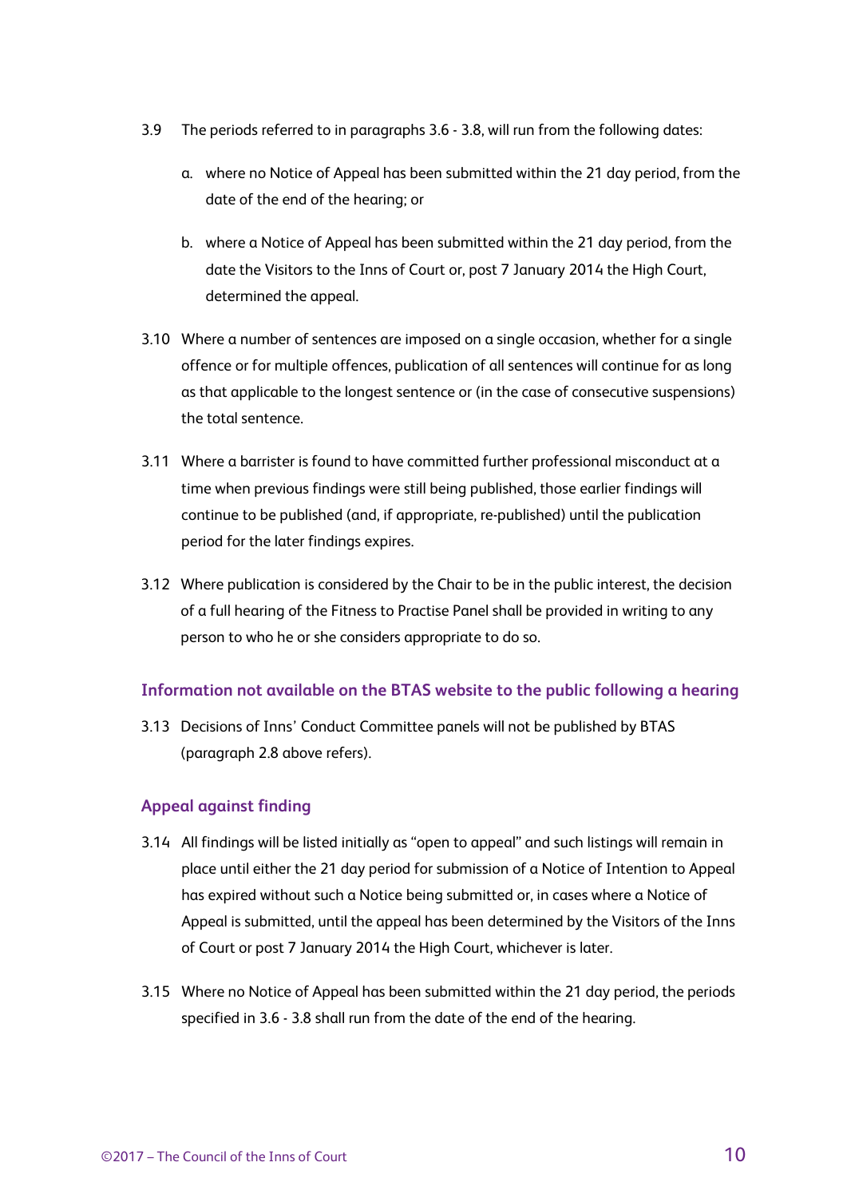3.9 The periods referred to in paragraphs 3.6 - 3.8, will run from the following dates:

a. where no Notice of Appeal has been submitted within the 21 day period, from the date of the end of the hearing; or

b. where a Notice of Appeal has been submitted within the 21 day period, from the date the Visitors to the Inns of Court or, post 7 January 2014 the High Court, determined the appeal.

3.10 Where a number of sentences are imposed on a single occasion, whether for a single offence or for multiple offences, publication of all sentences will continue for as long as that applicable to the longest sentence or (in the case of consecutive suspensions) the total sentence.

3.11 Where a barrister is found to have committed further professional misconduct at a time when previous findings were still being published, those earlier findings will continue to be published (and, if appropriate, re-published) until the publication period for the later findings expires.

3.12 Where publication is considered by the Chair to be in the public interest, the decision of a full hearing of the Fitness to Practise Panel shall be provided in writing to any person to who he or she considers appropriate to do so.

### Information not available on the BTAS website to the public following a hearing

3.13 Decisions of Inns' Conduct Committee panels will not be published by BTAS (paragraph 2.8 above refers).

### Appeal against finding

3.14 All findings will be listed initially as "open to appeal" and such listings will remain in place until either the 21 day period for submission of a Notice of Intention to Appeal has expired without such a Notice being submitted or, in cases where a Notice of Appeal is submitted, until the appeal has been determined by the Visitors of the Inns of Court or post 7 January 2014 the High Court, whichever is later.

3.15 Where no Notice of Appeal has been submitted within the 21 day period, the periods specified in 3.6 - 3.8 shall run from the date of the end of the hearing.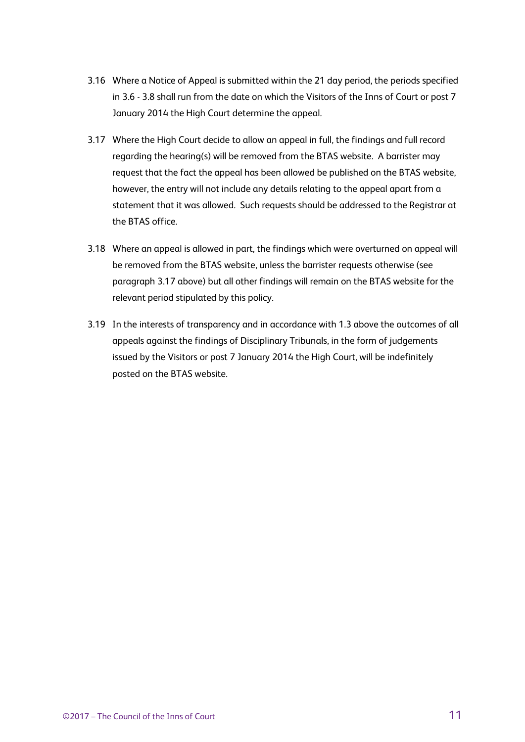3.16 Where a Notice of Appeal is submitted within the 21 day period, the periods specified in 3.6 - 3.8 shall run from the date on which the Visitors of the Inns of Court or post 7 January 2014 the High Court determine the appeal.

3.17 Where the High Court decide to allow an appeal in full, the findings and full record regarding the hearing(s) will be removed from the BTAS website. A barrister may request that the fact the appeal has been allowed be published on the BTAS website, however, the entry will not include any details relating to the appeal apart from a statement that it was allowed. Such requests should be addressed to the Registrar at the BTAS office.

3.18 Where an appeal is allowed in part, the findings which were overturned on appeal will be removed from the BTAS website, unless the barrister requests otherwise (see paragraph 3.17 above) but all other findings will remain on the BTAS website for the relevant period stipulated by this policy.

3.19 In the interests of transparency and in accordance with 1.3 above the outcomes of all appeals against the findings of Disciplinary Tribunals, in the form of judgements issued by the Visitors or post 7 January 2014 the High Court, will be indefinitely posted on the BTAS website.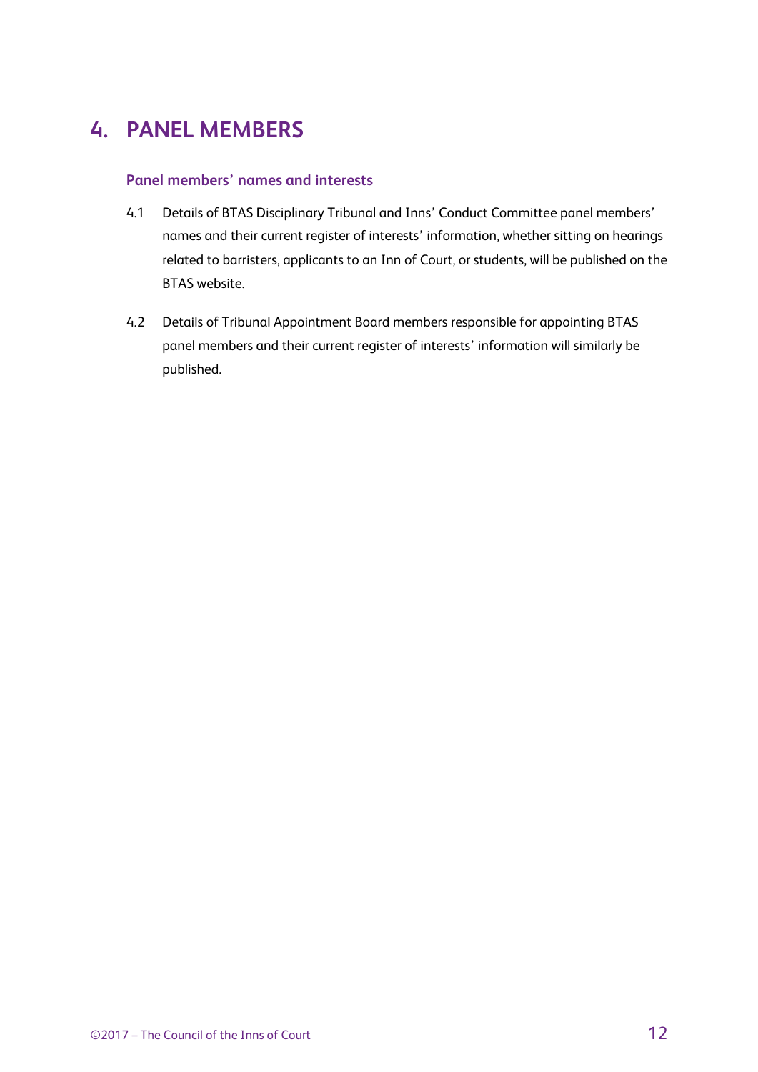## 4. PANEL MEMBERS

### Panel members' names and interests

4.1 Details of BTAS Disciplinary Tribunal and Inns' Conduct Committee panel members' names and their current register of interests' information, whether sitting on hearings related to barristers, applicants to an Inn of Court, or students, will be published on the BTAS website.

4.2 Details of Tribunal Appointment Board members responsible for appointing BTAS panel members and their current register of interests' information will similarly be published.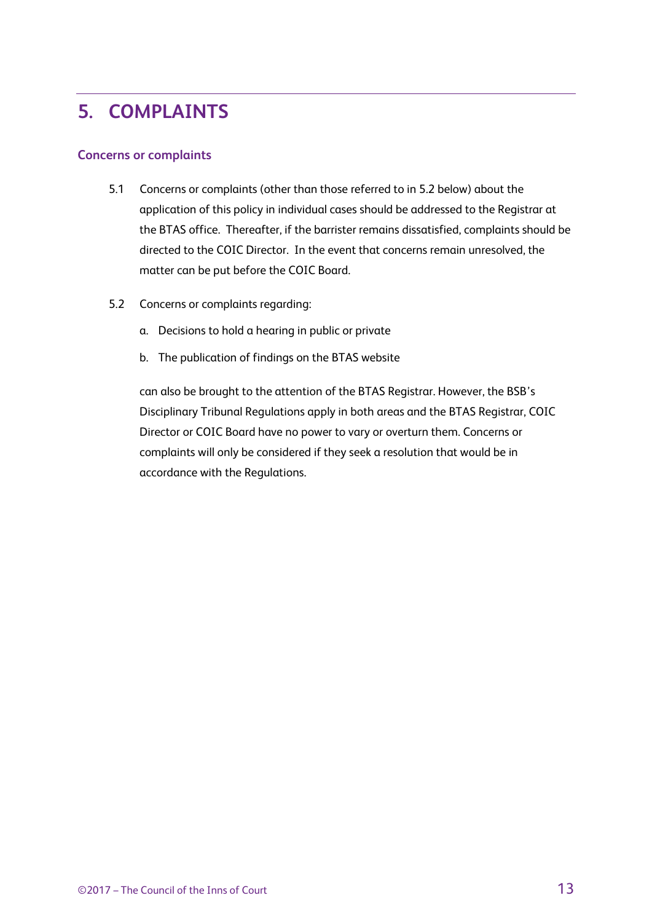## 5. COMPLAINTS

### Concerns or complaints

5.1 Concerns or complaints (other than those referred to in 5.2 below) about the application of this policy in individual cases should be addressed to the Registrar at the BTAS office. Thereafter, if the barrister remains dissatisfied, complaints should be directed to the COIC Director. In the event that concerns remain unresolved, the matter can be put before the COIC Board.

5.2 Concerns or complaints regarding:

a. Decisions to hold a hearing in public or private

b. The publication of findings on the BTAS website

can also be brought to the attention of the BTAS Registrar. However, the BSB's Disciplinary Tribunal Regulations apply in both areas and the BTAS Registrar, COIC Director or COIC Board have no power to vary or overturn them. Concerns or complaints will only be considered if they seek a resolution that would be in accordance with the Regulations.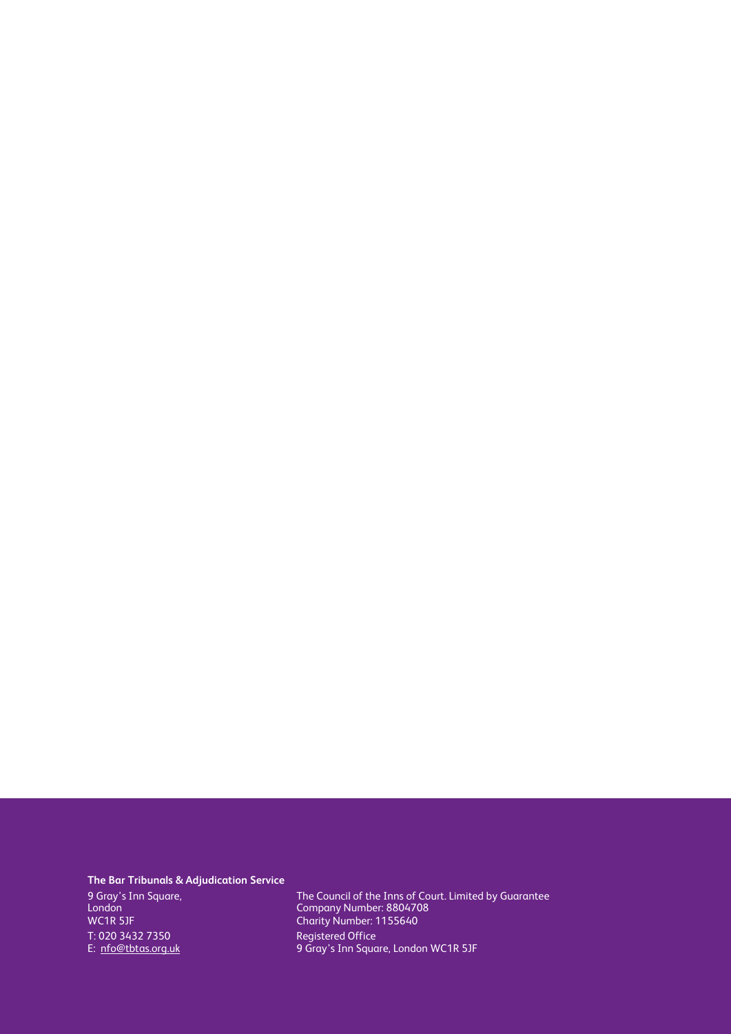**The Bar Tribunals & Adjudication Service**

9 Gray's Inn Square,
London
WC1R 5JF

T: 020 3432 7350
E: nfo@tbtas.org.uk

The Council of the Inns of Court. Limited by Guarantee
Company Number: 8804708
Charity Number: 1155640

Registered Office
9 Gray's Inn Square, London WC1R 5JF